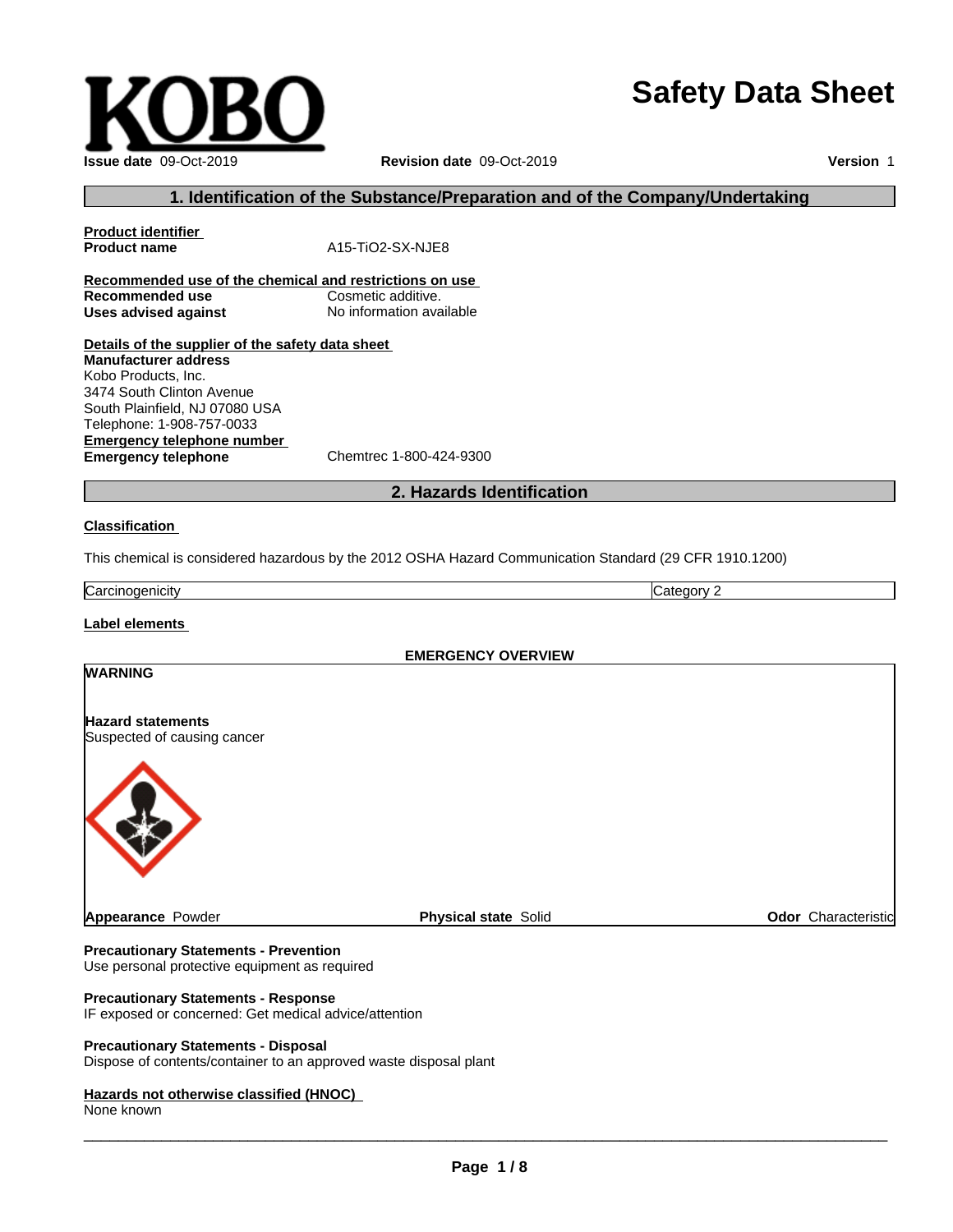KOBO

# Safety Data Sheet

**Issue date** 09-Oct-2019 **Revision date** 09-Oct-2019 **Version** 1

## 1. Identification of the Substance/Preparation and of the Company/Undertaking

**Product identifier**

**Product name** A15-TiO2-SX-NJE8

**Recommended use of the chemical and restrictions on use**

**Recommended use** Cosmetic additive.

**Uses advised against** No information available

**Details of the supplier of the safety data sheet**

**Manufacturer address**
Kobo Products, Inc.
3474 South Clinton Avenue
South Plainfield, NJ 07080 USA
Telephone: 1-908-757-0033

**Emergency telephone number**

**Emergency telephone** Chemtrec 1-800-424-9300

## 2. Hazards Identification

**Classification**

This chemical is considered hazardous by the 2012 OSHA Hazard Communication Standard (29 CFR 1910.1200)

| | |
|---|---|
| Carcinogenicity | Category 2 |

**Label elements**

**EMERGENCY OVERVIEW**

**WARNING**

**Hazard statements**
Suspected of causing cancer

**Appearance** Powder **Physical state** Solid **Odor** Characteristic

**Precautionary Statements - Prevention**
Use personal protective equipment as required

**Precautionary Statements - Response**
IF exposed or concerned: Get medical advice/attention

**Precautionary Statements - Disposal**
Dispose of contents/container to an approved waste disposal plant

**Hazards not otherwise classified (HNOC)**
None known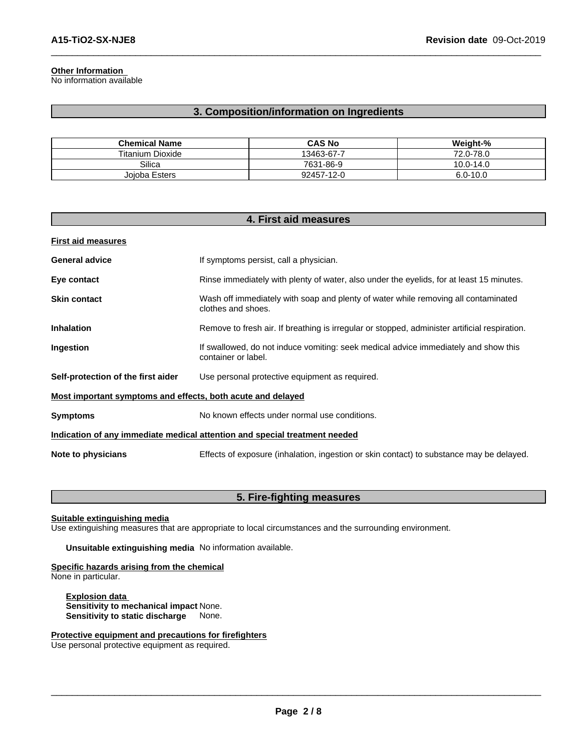**Other Information**
No information available

## 3. Composition/information on Ingredients

| Chemical Name | CAS No | Weight-% |
|---|---|---|
| Titanium Dioxide | 13463-67-7 | 72.0-78.0 |
| Silica | 7631-86-9 | 10.0-14.0 |
| Jojoba Esters | 92457-12-0 | 6.0-10.0 |

## 4. First aid measures

**First aid measures**

**General advice** If symptoms persist, call a physician.

**Eye contact** Rinse immediately with plenty of water, also under the eyelids, for at least 15 minutes.

**Skin contact** Wash off immediately with soap and plenty of water while removing all contaminated clothes and shoes.

**Inhalation** Remove to fresh air. If breathing is irregular or stopped, administer artificial respiration.

**Ingestion** If swallowed, do not induce vomiting: seek medical advice immediately and show this container or label.

**Self-protection of the first aider** Use personal protective equipment as required.

**Most important symptoms and effects, both acute and delayed**

**Symptoms** No known effects under normal use conditions.

**Indication of any immediate medical attention and special treatment needed**

**Note to physicians** Effects of exposure (inhalation, ingestion or skin contact) to substance may be delayed.

## 5. Fire-fighting measures

**Suitable extinguishing media**
Use extinguishing measures that are appropriate to local circumstances and the surrounding environment.

**Unsuitable extinguishing media** No information available.

**Specific hazards arising from the chemical**
None in particular.

**Explosion data**
**Sensitivity to mechanical impact** None.
**Sensitivity to static discharge** None.

**Protective equipment and precautions for firefighters**
Use personal protective equipment as required.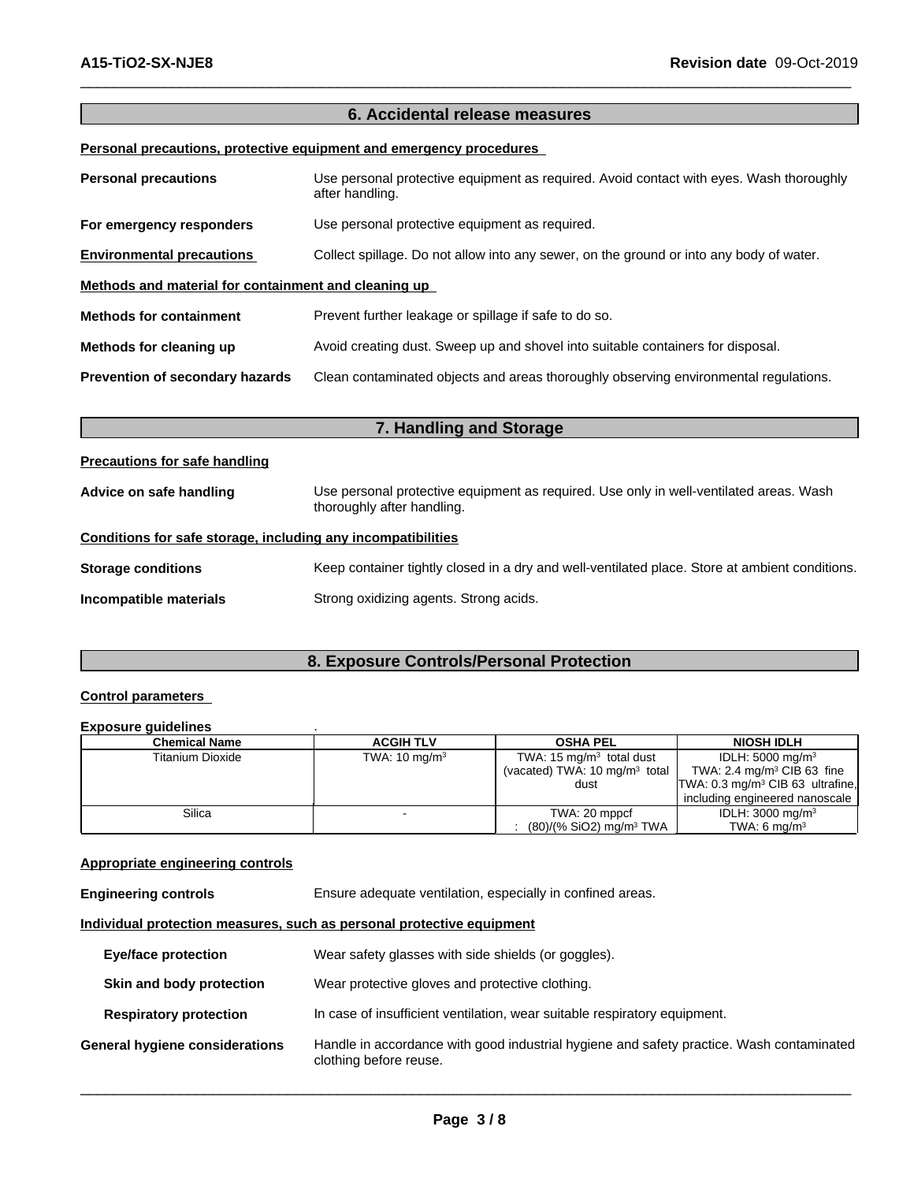## 6. Accidental release measures

**Personal precautions, protective equipment and emergency procedures**

**Personal precautions** Use personal protective equipment as required. Avoid contact with eyes. Wash thoroughly after handling.

**For emergency responders** Use personal protective equipment as required.

**Environmental precautions** Collect spillage. Do not allow into any sewer, on the ground or into any body of water.

**Methods and material for containment and cleaning up**

**Methods for containment** Prevent further leakage or spillage if safe to do so.

**Methods for cleaning up** Avoid creating dust. Sweep up and shovel into suitable containers for disposal.

**Prevention of secondary hazards** Clean contaminated objects and areas thoroughly observing environmental regulations.

## 7. Handling and Storage

**Precautions for safe handling**

**Advice on safe handling** Use personal protective equipment as required. Use only in well-ventilated areas. Wash thoroughly after handling.

**Conditions for safe storage, including any incompatibilities**

**Storage conditions** Keep container tightly closed in a dry and well-ventilated place. Store at ambient conditions.

**Incompatible materials** Strong oxidizing agents. Strong acids.

## 8. Exposure Controls/Personal Protection

**Control parameters**

**Exposure guidelines** .

| Chemical Name | ACGIH TLV | OSHA PEL | NIOSH IDLH |
|---|---|---|---|
| Titanium Dioxide | TWA: 10 $mg/m^3$ | TWA: 15 $mg/m^3$ total dust (vacated) TWA: 10 $mg/m^3$ total dust | IDLH: 5000 $mg/m^3$ TWA: 2.4 $mg/m^3$ CIB 63 fine TWA: 0.3 $mg/m^3$ CIB 63 ultrafine, including engineered nanoscale |
| Silica | - | TWA: 20 mppcf : (80)/(% $SiO_2$) $mg/m^3$ TWA | IDLH: 3000 $mg/m^3$ TWA: 6 $mg/m^3$ |

**Appropriate engineering controls**

**Engineering controls** Ensure adequate ventilation, especially in confined areas.

**Individual protection measures, such as personal protective equipment**

**Eye/face protection** Wear safety glasses with side shields (or goggles).

**Skin and body protection** Wear protective gloves and protective clothing.

**Respiratory protection** In case of insufficient ventilation, wear suitable respiratory equipment.

**General hygiene considerations** Handle in accordance with good industrial hygiene and safety practice. Wash contaminated clothing before reuse.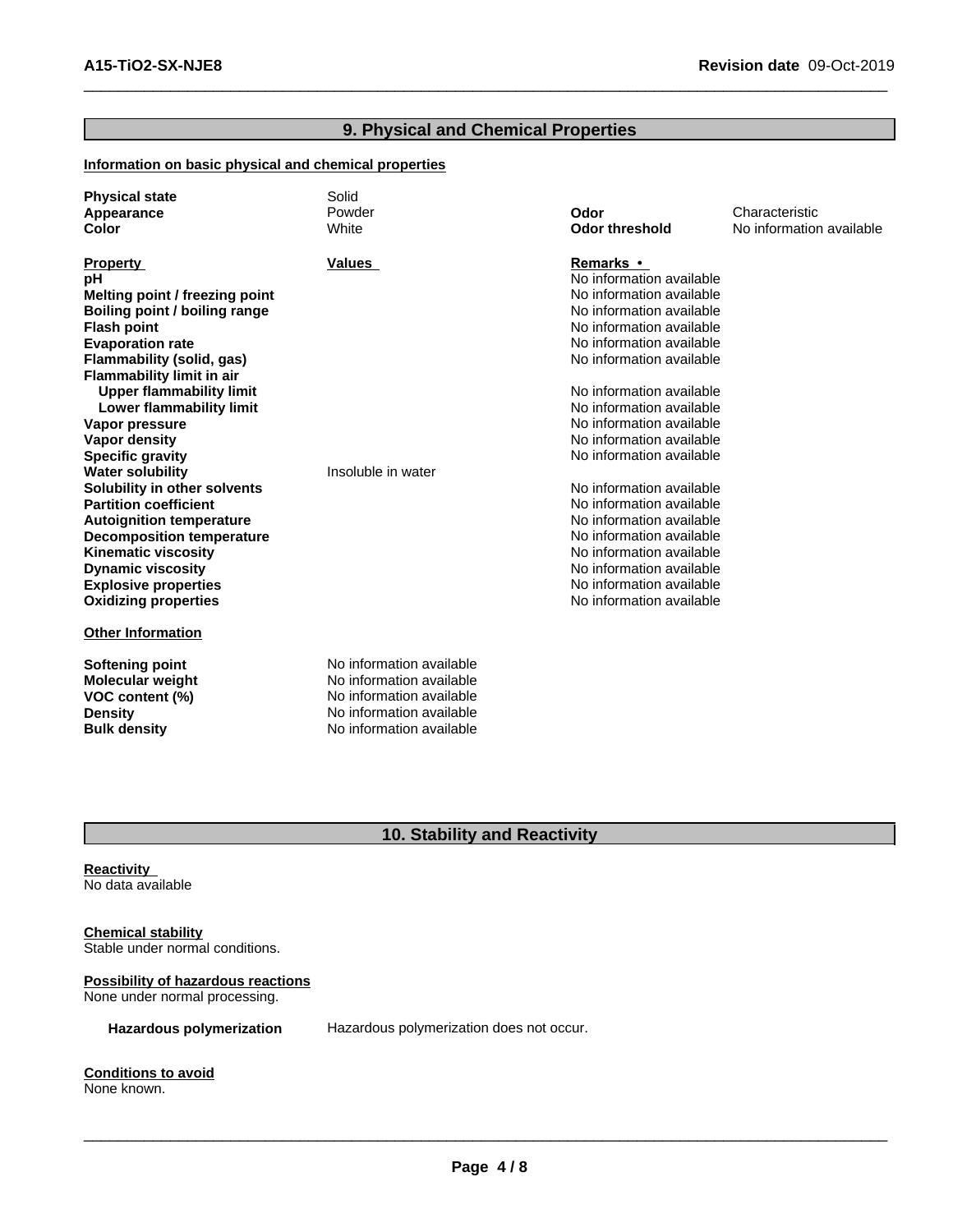## 9. Physical and Chemical Properties

**Information on basic physical and chemical properties**

| | | | |
|---|---|---|---|
| **Physical state** | Solid | | |
| **Appearance** | Powder | **Odor** | Characteristic |
| **Color** | White | **Odor threshold** | No information available |

| **Property** | **Values** | **Remarks •** |
|---|---|---|
| **pH** | | No information available |
| **Melting point / freezing point** | | No information available |
| **Boiling point / boiling range** | | No information available |
| **Flash point** | | No information available |
| **Evaporation rate** | | No information available |
| **Flammability (solid, gas)** | | No information available |
| **Flammability limit in air** | | |
| **Upper flammability limit** | | No information available |
| **Lower flammability limit** | | No information available |
| **Vapor pressure** | | No information available |
| **Vapor density** | | No information available |
| **Specific gravity** | | No information available |
| **Water solubility** | Insoluble in water | |
| **Solubility in other solvents** | | No information available |
| **Partition coefficient** | | No information available |
| **Autoignition temperature** | | No information available |
| **Decomposition temperature** | | No information available |
| **Kinematic viscosity** | | No information available |
| **Dynamic viscosity** | | No information available |
| **Explosive properties** | | No information available |
| **Oxidizing properties** | | No information available |

**Other Information**

| | |
|---|---|
| **Softening point** | No information available |
| **Molecular weight** | No information available |
| **VOC content (%)** | No information available |
| **Density** | No information available |
| **Bulk density** | No information available |

## 10. Stability and Reactivity

**Reactivity**
No data available

**Chemical stability**
Stable under normal conditions.

**Possibility of hazardous reactions**
None under normal processing.

**Hazardous polymerization** Hazardous polymerization does not occur.

**Conditions to avoid**
None known.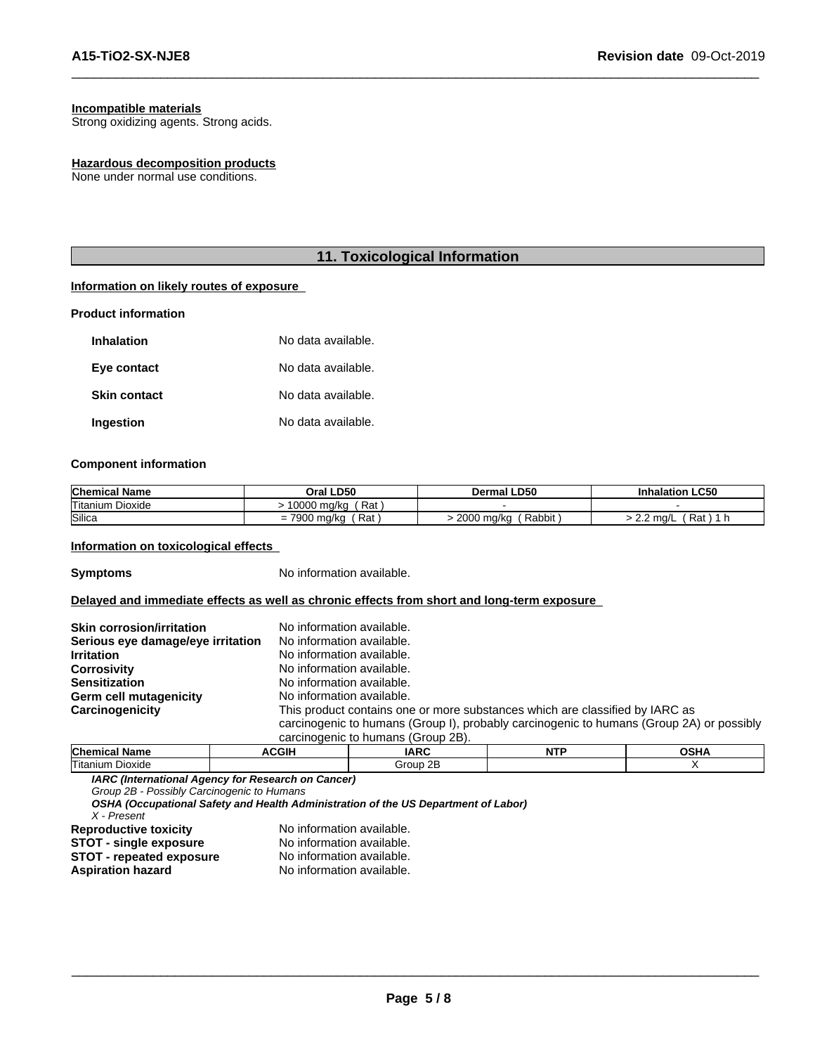**Incompatible materials**
Strong oxidizing agents. Strong acids.

**Hazardous decomposition products**
None under normal use conditions.

## 11. Toxicological Information

**Information on likely routes of exposure**

**Product information**

| | |
|---|---|
| **Inhalation** | No data available. |
| **Eye contact** | No data available. |
| **Skin contact** | No data available. |
| **Ingestion** | No data available. |

**Component information**

| Chemical Name | Oral LD50 | Dermal LD50 | Inhalation LC50 |
|---|---|---|---|
| Titanium Dioxide | > 10000 mg/kg ( Rat ) | - | - |
| Silica | = 7900 mg/kg ( Rat ) | > 2000 mg/kg ( Rabbit ) | > 2.2 mg/L ( Rat ) 1 h |

**Information on toxicological effects**

**Symptoms** No information available.

**Delayed and immediate effects as well as chronic effects from short and long-term exposure**

| | |
|---|---|
| **Skin corrosion/irritation** | No information available. |
| **Serious eye damage/eye irritation** | No information available. |
| **Irritation** | No information available. |
| **Corrosivity** | No information available. |
| **Sensitization** | No information available. |
| **Germ cell mutagenicity** | No information available. |
| **Carcinogenicity** | This product contains one or more substances which are classified by IARC as carcinogenic to humans (Group I), probably carcinogenic to humans (Group 2A) or possibly carcinogenic to humans (Group 2B). |

| Chemical Name | ACGIH | IARC | NTP | OSHA |
|---|---|---|---|---|
| Titanium Dioxide | | Group 2B | | X |

***IARC (International Agency for Research on Cancer)***
*Group 2B - Possibly Carcinogenic to Humans*
***OSHA (Occupational Safety and Health Administration of the US Department of Labor)***
*X - Present*

| | |
|---|---|
| **Reproductive toxicity** | No information available. |
| **STOT - single exposure** | No information available. |
| **STOT - repeated exposure** | No information available. |
| **Aspiration hazard** | No information available. |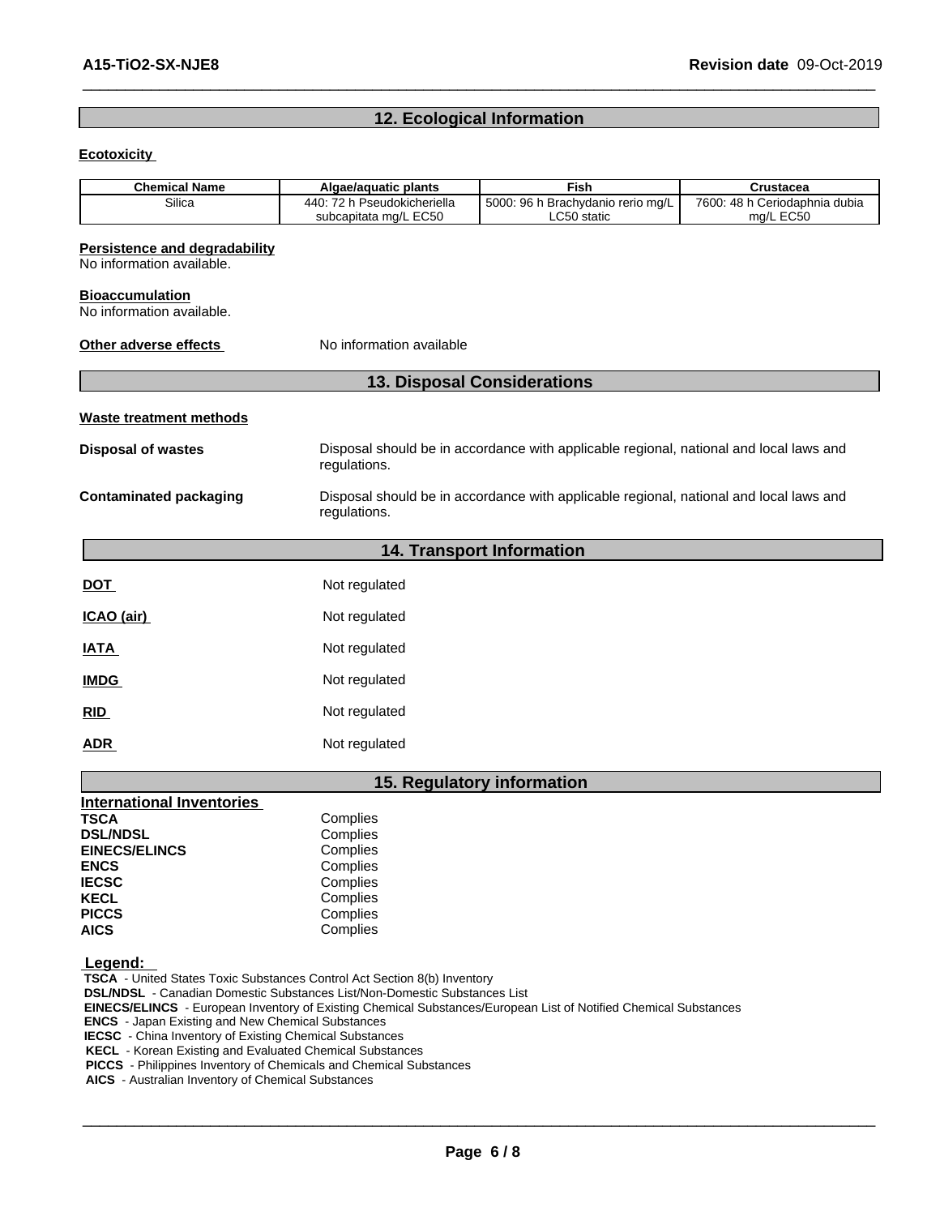## 12. Ecological Information

**Ecotoxicity**

| Chemical Name | Algae/aquatic plants | Fish | Crustacea |
|---|---|---|---|
| Silica | 440: 72 h Pseudokicheriella subcapitata mg/L EC50 | 5000: 96 h Brachydanio rerio mg/L LC50 static | 7600: 48 h Ceriodaphnia dubia mg/L EC50 |

**Persistence and degradability**
No information available.

**Bioaccumulation**
No information available.

**Other adverse effects** No information available

## 13. Disposal Considerations

**Waste treatment methods**

**Disposal of wastes** Disposal should be in accordance with applicable regional, national and local laws and regulations.

**Contaminated packaging** Disposal should be in accordance with applicable regional, national and local laws and regulations.

## 14. Transport Information

**DOT** Not regulated

**ICAO (air)** Not regulated

**IATA** Not regulated

**IMDG** Not regulated

**RID** Not regulated

**ADR** Not regulated

## 15. Regulatory information

**International Inventories**

**TSCA** Complies
**DSL/NDSL** Complies
**EINECS/ELINCS** Complies
**ENCS** Complies
**IECSC** Complies
**KECL** Complies
**PICCS** Complies
**AICS** Complies

**Legend:**
**TSCA** - United States Toxic Substances Control Act Section 8(b) Inventory
**DSL/NDSL** - Canadian Domestic Substances List/Non-Domestic Substances List
**EINECS/ELINCS** - European Inventory of Existing Chemical Substances/European List of Notified Chemical Substances
**ENCS** - Japan Existing and New Chemical Substances
**IECSC** - China Inventory of Existing Chemical Substances
**KECL** - Korean Existing and Evaluated Chemical Substances
**PICCS** - Philippines Inventory of Chemicals and Chemical Substances
**AICS** - Australian Inventory of Chemical Substances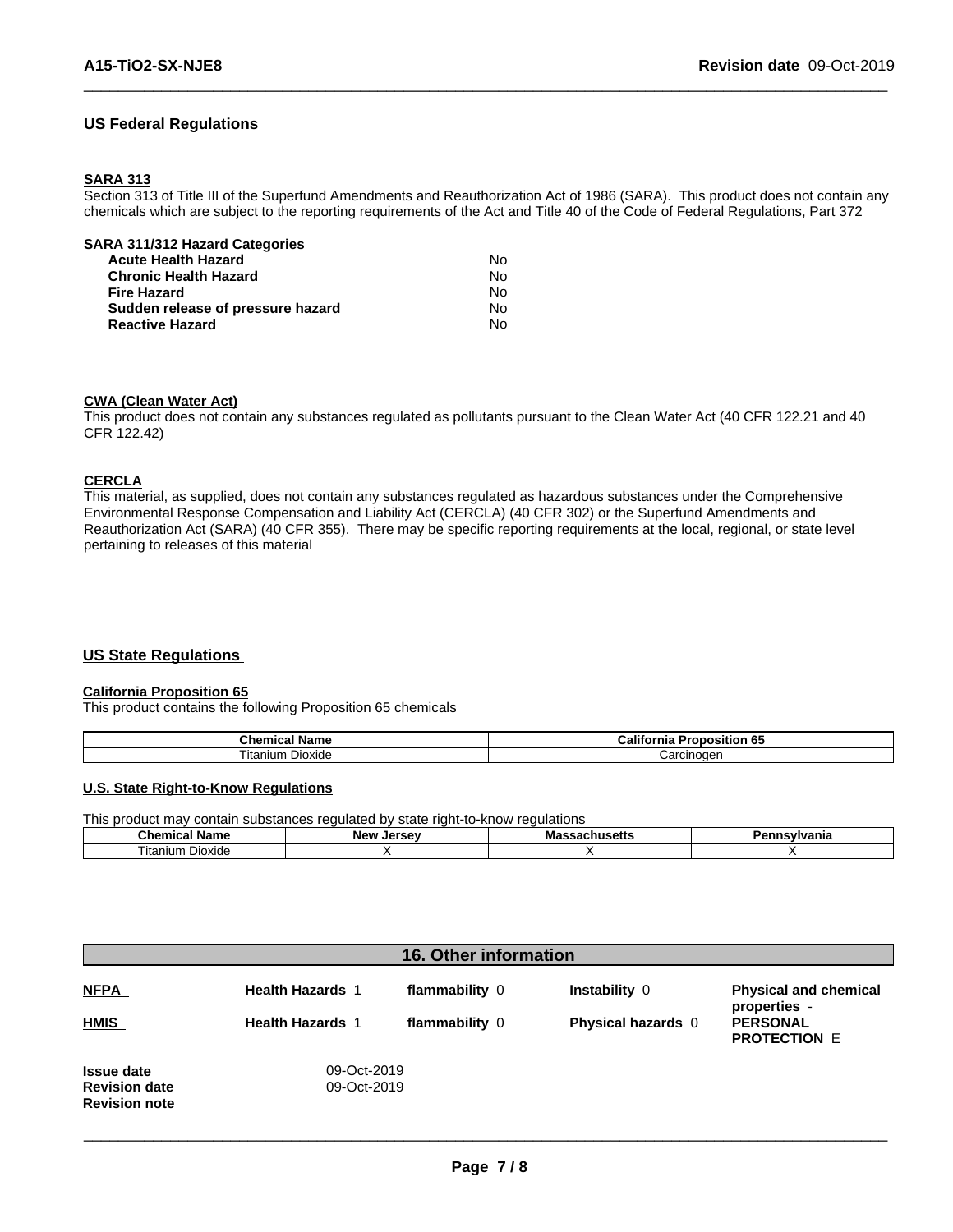## US Federal Regulations

### SARA 313

Section 313 of Title III of the Superfund Amendments and Reauthorization Act of 1986 (SARA). This product does not contain any chemicals which are subject to the reporting requirements of the Act and Title 40 of the Code of Federal Regulations, Part 372

### SARA 311/312 Hazard Categories

| | |
|---|---|
| **Acute Health Hazard** | No |
| **Chronic Health Hazard** | No |
| **Fire Hazard** | No |
| **Sudden release of pressure hazard** | No |
| **Reactive Hazard** | No |

### CWA (Clean Water Act)

This product does not contain any substances regulated as pollutants pursuant to the Clean Water Act (40 CFR 122.21 and 40 CFR 122.42)

### CERCLA

This material, as supplied, does not contain any substances regulated as hazardous substances under the Comprehensive Environmental Response Compensation and Liability Act (CERCLA) (40 CFR 302) or the Superfund Amendments and Reauthorization Act (SARA) (40 CFR 355). There may be specific reporting requirements at the local, regional, or state level pertaining to releases of this material

## US State Regulations

### California Proposition 65

This product contains the following Proposition 65 chemicals

| Chemical Name | California Proposition 65 |
|---|---|
| Titanium Dioxide | Carcinogen |

### U.S. State Right-to-Know Regulations

This product may contain substances regulated by state right-to-know regulations

| Chemical Name | New Jersey | Massachusetts | Pennsylvania |
|---|---|---|---|
| Titanium Dioxide | X | X | X |

## 16. Other information

| | | | | |
|---|---|---|---|---|
| **NFPA** | **Health Hazards** 1 | **flammability** 0 | **Instability** 0 | **Physical and chemical properties** - |
| **HMIS** | **Health Hazards** 1 | **flammability** 0 | **Physical hazards** 0 | **PERSONAL PROTECTION** E |

**Issue date** 09-Oct-2019
**Revision date** 09-Oct-2019
**Revision note**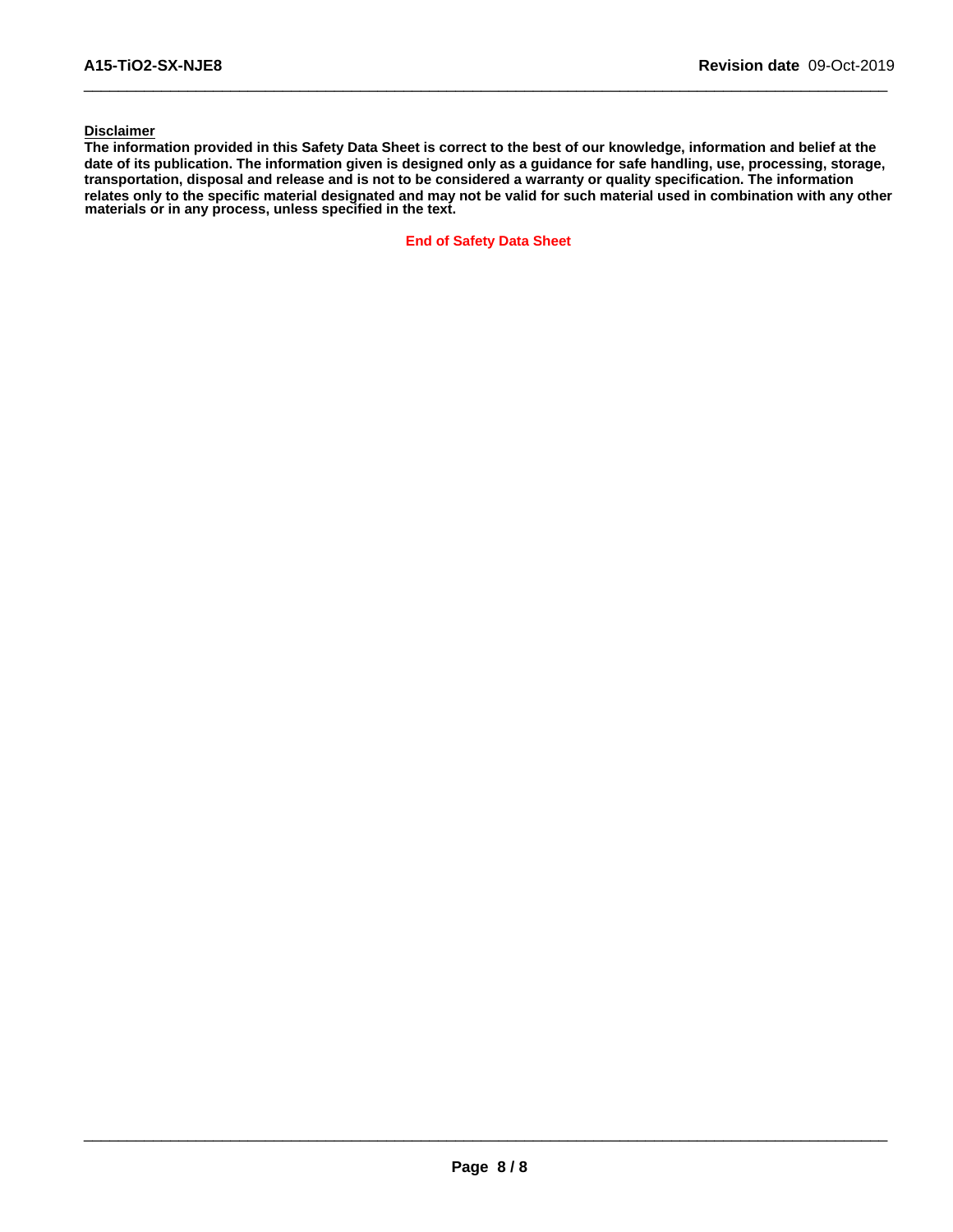**Disclaimer**

**The information provided in this Safety Data Sheet is correct to the best of our knowledge, information and belief at the date of its publication. The information given is designed only as a guidance for safe handling, use, processing, storage, transportation, disposal and release and is not to be considered a warranty or quality specification. The information relates only to the specific material designated and may not be valid for such material used in combination with any other materials or in any process, unless specified in the text.**

**End of Safety Data Sheet**